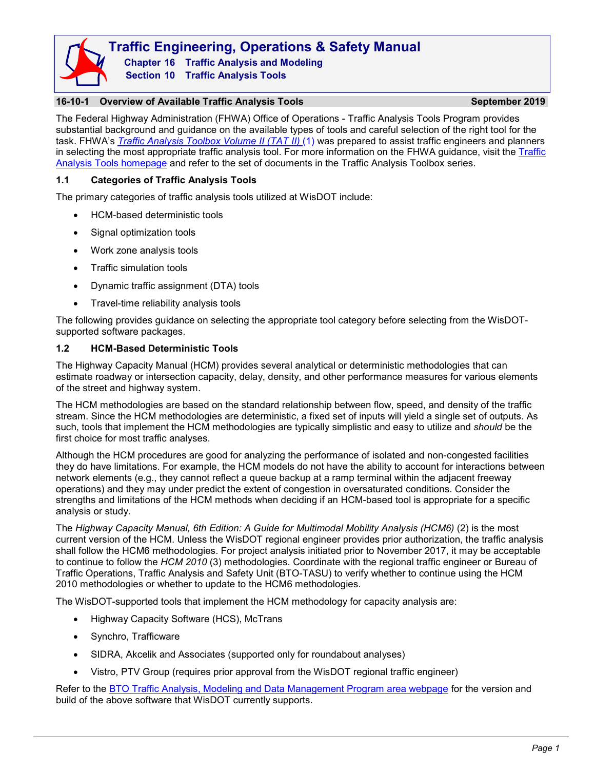# Traffic Engineering, Operations & Safety Manual

## Chapter 16 Traffic Analysis and Modeling

## Section 10 Traffic Analysis Tools

### 16-10-1 Overview of Available Traffic Analysis Tools

September 2019

The Federal Highway Administration (FHWA) Office of Operations - Traffic Analysis Tools Program provides substantial background and guidance on the available types of tools and careful selection of the right tool for the task. FHWA's *Traffic Analysis Toolbox Volume II (TAT II)* (1) was prepared to assist traffic engineers and planners in selecting the most appropriate traffic analysis tool. For more information on the FHWA guidance, visit the Traffic Analysis Tools homepage and refer to the set of documents in the Traffic Analysis Toolbox series.

#### 1.1 Categories of Traffic Analysis Tools

The primary categories of traffic analysis tools utilized at WisDOT include:

- HCM-based deterministic tools
- Signal optimization tools
- Work zone analysis tools
- Traffic simulation tools
- Dynamic traffic assignment (DTA) tools
- Travel-time reliability analysis tools

The following provides guidance on selecting the appropriate tool category before selecting from the WisDOT-supported software packages.

#### 1.2 HCM-Based Deterministic Tools

The Highway Capacity Manual (HCM) provides several analytical or deterministic methodologies that can estimate roadway or intersection capacity, delay, density, and other performance measures for various elements of the street and highway system.

The HCM methodologies are based on the standard relationship between flow, speed, and density of the traffic stream. Since the HCM methodologies are deterministic, a fixed set of inputs will yield a single set of outputs. As such, tools that implement the HCM methodologies are typically simplistic and easy to utilize and *should* be the first choice for most traffic analyses.

Although the HCM procedures are good for analyzing the performance of isolated and non-congested facilities they do have limitations. For example, the HCM models do not have the ability to account for interactions between network elements (e.g., they cannot reflect a queue backup at a ramp terminal within the adjacent freeway operations) and they may under predict the extent of congestion in oversaturated conditions. Consider the strengths and limitations of the HCM methods when deciding if an HCM-based tool is appropriate for a specific analysis or study.

The *Highway Capacity Manual, 6th Edition: A Guide for Multimodal Mobility Analysis (HCM6)* (2) is the most current version of the HCM. Unless the WisDOT regional engineer provides prior authorization, the traffic analysis shall follow the HCM6 methodologies. For project analysis initiated prior to November 2017, it may be acceptable to continue to follow the *HCM 2010* (3) methodologies. Coordinate with the regional traffic engineer or Bureau of Traffic Operations, Traffic Analysis and Safety Unit (BTO-TASU) to verify whether to continue using the HCM 2010 methodologies or whether to update to the HCM6 methodologies.

The WisDOT-supported tools that implement the HCM methodology for capacity analysis are:

- Highway Capacity Software (HCS), McTrans
- Synchro, Trafficware
- SIDRA, Akcelik and Associates (supported only for roundabout analyses)
- Vistro, PTV Group (requires prior approval from the WisDOT regional traffic engineer)

Refer to the BTO Traffic Analysis, Modeling and Data Management Program area webpage for the version and build of the above software that WisDOT currently supports.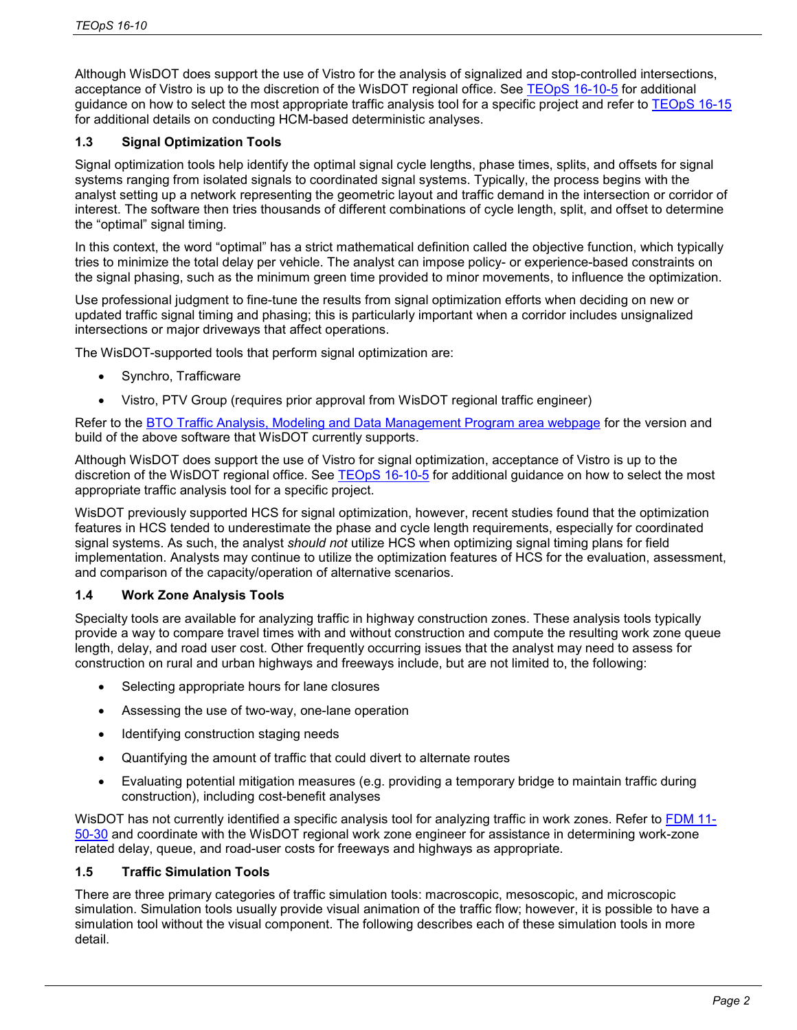Although WisDOT does support the use of Vistro for the analysis of signalized and stop-controlled intersections, acceptance of Vistro is up to the discretion of the WisDOT regional office. See [TEOpS 16-10-5](#) for additional guidance on how to select the most appropriate traffic analysis tool for a specific project and refer to [TEOpS 16-15](#) for additional details on conducting HCM-based deterministic analyses.

### 1.3 Signal Optimization Tools

Signal optimization tools help identify the optimal signal cycle lengths, phase times, splits, and offsets for signal systems ranging from isolated signals to coordinated signal systems. Typically, the process begins with the analyst setting up a network representing the geometric layout and traffic demand in the intersection or corridor of interest. The software then tries thousands of different combinations of cycle length, split, and offset to determine the "optimal" signal timing.

In this context, the word "optimal" has a strict mathematical definition called the objective function, which typically tries to minimize the total delay per vehicle. The analyst can impose policy- or experience-based constraints on the signal phasing, such as the minimum green time provided to minor movements, to influence the optimization.

Use professional judgment to fine-tune the results from signal optimization efforts when deciding on new or updated traffic signal timing and phasing; this is particularly important when a corridor includes unsignalized intersections or major driveways that affect operations.

The WisDOT-supported tools that perform signal optimization are:

- Synchro, Trafficware
- Vistro, PTV Group (requires prior approval from WisDOT regional traffic engineer)

Refer to the [BTO Traffic Analysis, Modeling and Data Management Program area webpage](#) for the version and build of the above software that WisDOT currently supports.

Although WisDOT does support the use of Vistro for signal optimization, acceptance of Vistro is up to the discretion of the WisDOT regional office. See [TEOpS 16-10-5](#) for additional guidance on how to select the most appropriate traffic analysis tool for a specific project.

WisDOT previously supported HCS for signal optimization, however, recent studies found that the optimization features in HCS tended to underestimate the phase and cycle length requirements, especially for coordinated signal systems. As such, the analyst *should not* utilize HCS when optimizing signal timing plans for field implementation. Analysts may continue to utilize the optimization features of HCS for the evaluation, assessment, and comparison of the capacity/operation of alternative scenarios.

### 1.4 Work Zone Analysis Tools

Specialty tools are available for analyzing traffic in highway construction zones. These analysis tools typically provide a way to compare travel times with and without construction and compute the resulting work zone queue length, delay, and road user cost. Other frequently occurring issues that the analyst may need to assess for construction on rural and urban highways and freeways include, but are not limited to, the following:

- Selecting appropriate hours for lane closures
- Assessing the use of two-way, one-lane operation
- Identifying construction staging needs
- Quantifying the amount of traffic that could divert to alternate routes
- Evaluating potential mitigation measures (e.g. providing a temporary bridge to maintain traffic during construction), including cost-benefit analyses

WisDOT has not currently identified a specific analysis tool for analyzing traffic in work zones. Refer to [FDM 11-50-30](#) and coordinate with the WisDOT regional work zone engineer for assistance in determining work-zone related delay, queue, and road-user costs for freeways and highways as appropriate.

### 1.5 Traffic Simulation Tools

There are three primary categories of traffic simulation tools: macroscopic, mesoscopic, and microscopic simulation. Simulation tools usually provide visual animation of the traffic flow; however, it is possible to have a simulation tool without the visual component. The following describes each of these simulation tools in more detail.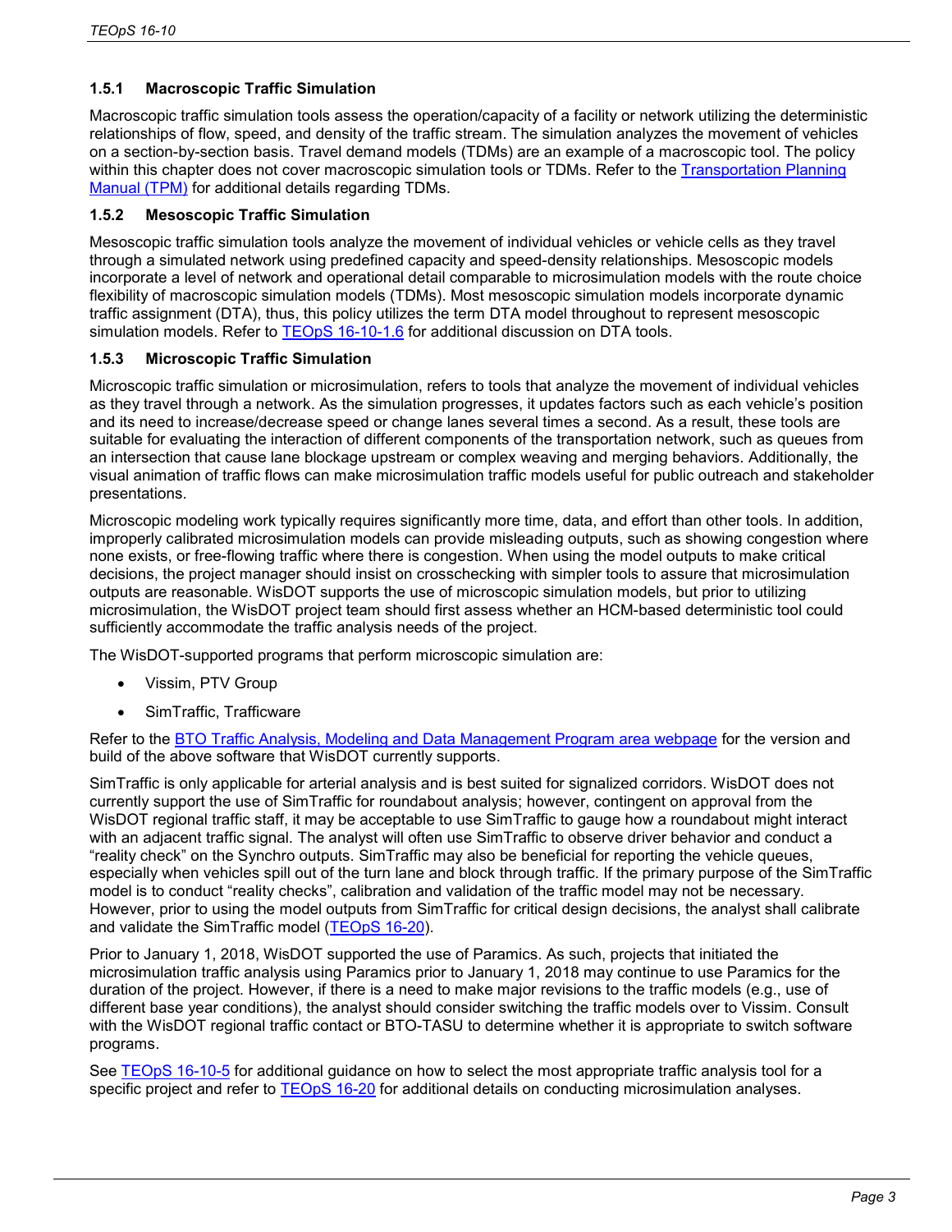### 1.5.1 Macroscopic Traffic Simulation

Macroscopic traffic simulation tools assess the operation/capacity of a facility or network utilizing the deterministic relationships of flow, speed, and density of the traffic stream. The simulation analyzes the movement of vehicles on a section-by-section basis. Travel demand models (TDMs) are an example of a macroscopic tool. The policy within this chapter does not cover macroscopic simulation tools or TDMs. Refer to the Transportation Planning Manual (TPM) for additional details regarding TDMs.

### 1.5.2 Mesoscopic Traffic Simulation

Mesoscopic traffic simulation tools analyze the movement of individual vehicles or vehicle cells as they travel through a simulated network using predefined capacity and speed-density relationships. Mesoscopic models incorporate a level of network and operational detail comparable to microsimulation models with the route choice flexibility of macroscopic simulation models (TDMs). Most mesoscopic simulation models incorporate dynamic traffic assignment (DTA), thus, this policy utilizes the term DTA model throughout to represent mesoscopic simulation models. Refer to TEOpS 16-10-1.6 for additional discussion on DTA tools.

### 1.5.3 Microscopic Traffic Simulation

Microscopic traffic simulation or microsimulation, refers to tools that analyze the movement of individual vehicles as they travel through a network. As the simulation progresses, it updates factors such as each vehicle's position and its need to increase/decrease speed or change lanes several times a second. As a result, these tools are suitable for evaluating the interaction of different components of the transportation network, such as queues from an intersection that cause lane blockage upstream or complex weaving and merging behaviors. Additionally, the visual animation of traffic flows can make microsimulation traffic models useful for public outreach and stakeholder presentations.

Microscopic modeling work typically requires significantly more time, data, and effort than other tools. In addition, improperly calibrated microsimulation models can provide misleading outputs, such as showing congestion where none exists, or free-flowing traffic where there is congestion. When using the model outputs to make critical decisions, the project manager should insist on crosschecking with simpler tools to assure that microsimulation outputs are reasonable. WisDOT supports the use of microscopic simulation models, but prior to utilizing microsimulation, the WisDOT project team should first assess whether an HCM-based deterministic tool could sufficiently accommodate the traffic analysis needs of the project.

The WisDOT-supported programs that perform microscopic simulation are:

- Vissim, PTV Group
- SimTraffic, Trafficware

Refer to the BTO Traffic Analysis, Modeling and Data Management Program area webpage for the version and build of the above software that WisDOT currently supports.

SimTraffic is only applicable for arterial analysis and is best suited for signalized corridors. WisDOT does not currently support the use of SimTraffic for roundabout analysis; however, contingent on approval from the WisDOT regional traffic staff, it may be acceptable to use SimTraffic to gauge how a roundabout might interact with an adjacent traffic signal. The analyst will often use SimTraffic to observe driver behavior and conduct a "reality check" on the Synchro outputs. SimTraffic may also be beneficial for reporting the vehicle queues, especially when vehicles spill out of the turn lane and block through traffic. If the primary purpose of the SimTraffic model is to conduct "reality checks", calibration and validation of the traffic model may not be necessary. However, prior to using the model outputs from SimTraffic for critical design decisions, the analyst shall calibrate and validate the SimTraffic model (TEOpS 16-20).

Prior to January 1, 2018, WisDOT supported the use of Paramics. As such, projects that initiated the microsimulation traffic analysis using Paramics prior to January 1, 2018 may continue to use Paramics for the duration of the project. However, if there is a need to make major revisions to the traffic models (e.g., use of different base year conditions), the analyst should consider switching the traffic models over to Vissim. Consult with the WisDOT regional traffic contact or BTO-TASU to determine whether it is appropriate to switch software programs.

See TEOpS 16-10-5 for additional guidance on how to select the most appropriate traffic analysis tool for a specific project and refer to TEOpS 16-20 for additional details on conducting microsimulation analyses.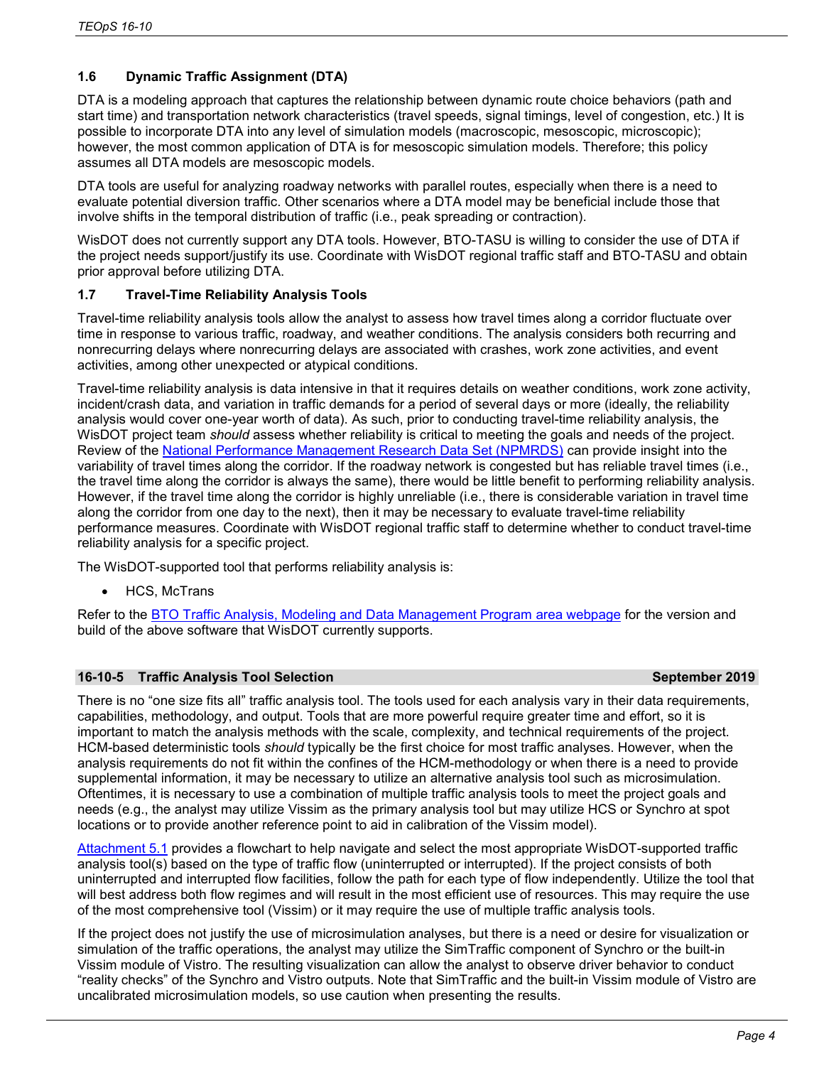### 1.6 Dynamic Traffic Assignment (DTA)

DTA is a modeling approach that captures the relationship between dynamic route choice behaviors (path and start time) and transportation network characteristics (travel speeds, signal timings, level of congestion, etc.) It is possible to incorporate DTA into any level of simulation models (macroscopic, mesoscopic, microscopic); however, the most common application of DTA is for mesoscopic simulation models. Therefore; this policy assumes all DTA models are mesoscopic models.

DTA tools are useful for analyzing roadway networks with parallel routes, especially when there is a need to evaluate potential diversion traffic. Other scenarios where a DTA model may be beneficial include those that involve shifts in the temporal distribution of traffic (i.e., peak spreading or contraction).

WisDOT does not currently support any DTA tools. However, BTO-TASU is willing to consider the use of DTA if the project needs support/justify its use. Coordinate with WisDOT regional traffic staff and BTO-TASU and obtain prior approval before utilizing DTA.

### 1.7 Travel-Time Reliability Analysis Tools

Travel-time reliability analysis tools allow the analyst to assess how travel times along a corridor fluctuate over time in response to various traffic, roadway, and weather conditions. The analysis considers both recurring and nonrecurring delays where nonrecurring delays are associated with crashes, work zone activities, and event activities, among other unexpected or atypical conditions.

Travel-time reliability analysis is data intensive in that it requires details on weather conditions, work zone activity, incident/crash data, and variation in traffic demands for a period of several days or more (ideally, the reliability analysis would cover one-year worth of data). As such, prior to conducting travel-time reliability analysis, the WisDOT project team *should* assess whether reliability is critical to meeting the goals and needs of the project. Review of the National Performance Management Research Data Set (NPMRDS) can provide insight into the variability of travel times along the corridor. If the roadway network is congested but has reliable travel times (i.e., the travel time along the corridor is always the same), there would be little benefit to performing reliability analysis. However, if the travel time along the corridor is highly unreliable (i.e., there is considerable variation in travel time along the corridor from one day to the next), then it may be necessary to evaluate travel-time reliability performance measures. Coordinate with WisDOT regional traffic staff to determine whether to conduct travel-time reliability analysis for a specific project.

The WisDOT-supported tool that performs reliability analysis is:

- HCS, McTrans

Refer to the BTO Traffic Analysis, Modeling and Data Management Program area webpage for the version and build of the above software that WisDOT currently supports.

## 16-10-5 Traffic Analysis Tool Selection — September 2019

There is no "one size fits all" traffic analysis tool. The tools used for each analysis vary in their data requirements, capabilities, methodology, and output. Tools that are more powerful require greater time and effort, so it is important to match the analysis methods with the scale, complexity, and technical requirements of the project. HCM-based deterministic tools *should* typically be the first choice for most traffic analyses. However, when the analysis requirements do not fit within the confines of the HCM-methodology or when there is a need to provide supplemental information, it may be necessary to utilize an alternative analysis tool such as microsimulation. Oftentimes, it is necessary to use a combination of multiple traffic analysis tools to meet the project goals and needs (e.g., the analyst may utilize Vissim as the primary analysis tool but may utilize HCS or Synchro at spot locations or to provide another reference point to aid in calibration of the Vissim model).

Attachment 5.1 provides a flowchart to help navigate and select the most appropriate WisDOT-supported traffic analysis tool(s) based on the type of traffic flow (uninterrupted or interrupted). If the project consists of both uninterrupted and interrupted flow facilities, follow the path for each type of flow independently. Utilize the tool that will best address both flow regimes and will result in the most efficient use of resources. This may require the use of the most comprehensive tool (Vissim) or it may require the use of multiple traffic analysis tools.

If the project does not justify the use of microsimulation analyses, but there is a need or desire for visualization or simulation of the traffic operations, the analyst may utilize the SimTraffic component of Synchro or the built-in Vissim module of Vistro. The resulting visualization can allow the analyst to observe driver behavior to conduct "reality checks" of the Synchro and Vistro outputs. Note that SimTraffic and the built-in Vissim module of Vistro are uncalibrated microsimulation models, so use caution when presenting the results.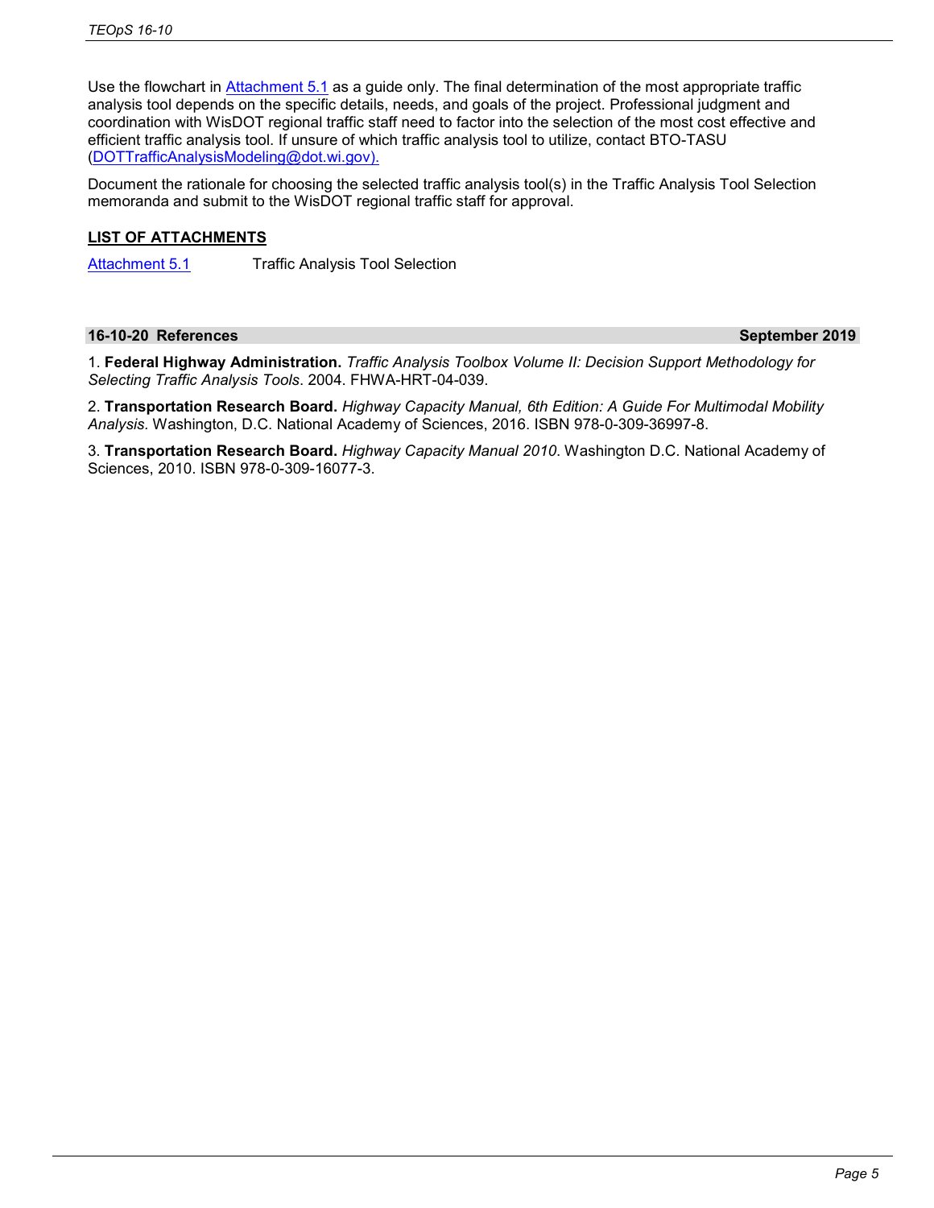Use the flowchart in Attachment 5.1 as a guide only. The final determination of the most appropriate traffic analysis tool depends on the specific details, needs, and goals of the project. Professional judgment and coordination with WisDOT regional traffic staff need to factor into the selection of the most cost effective and efficient traffic analysis tool. If unsure of which traffic analysis tool to utilize, contact BTO-TASU (DOTTrafficAnalysisModeling@dot.wi.gov).

Document the rationale for choosing the selected traffic analysis tool(s) in the Traffic Analysis Tool Selection memoranda and submit to the WisDOT regional traffic staff for approval.

**LIST OF ATTACHMENTS**

Attachment 5.1 Traffic Analysis Tool Selection

## 16-10-20 References — September 2019

1. **Federal Highway Administration.** *Traffic Analysis Toolbox Volume II: Decision Support Methodology for Selecting Traffic Analysis Tools*. 2004. FHWA-HRT-04-039.

2. **Transportation Research Board.** *Highway Capacity Manual, 6th Edition: A Guide For Multimodal Mobility Analysis*. Washington, D.C. National Academy of Sciences, 2016. ISBN 978-0-309-36997-8.

3. **Transportation Research Board.** *Highway Capacity Manual 2010*. Washington D.C. National Academy of Sciences, 2010. ISBN 978-0-309-16077-3.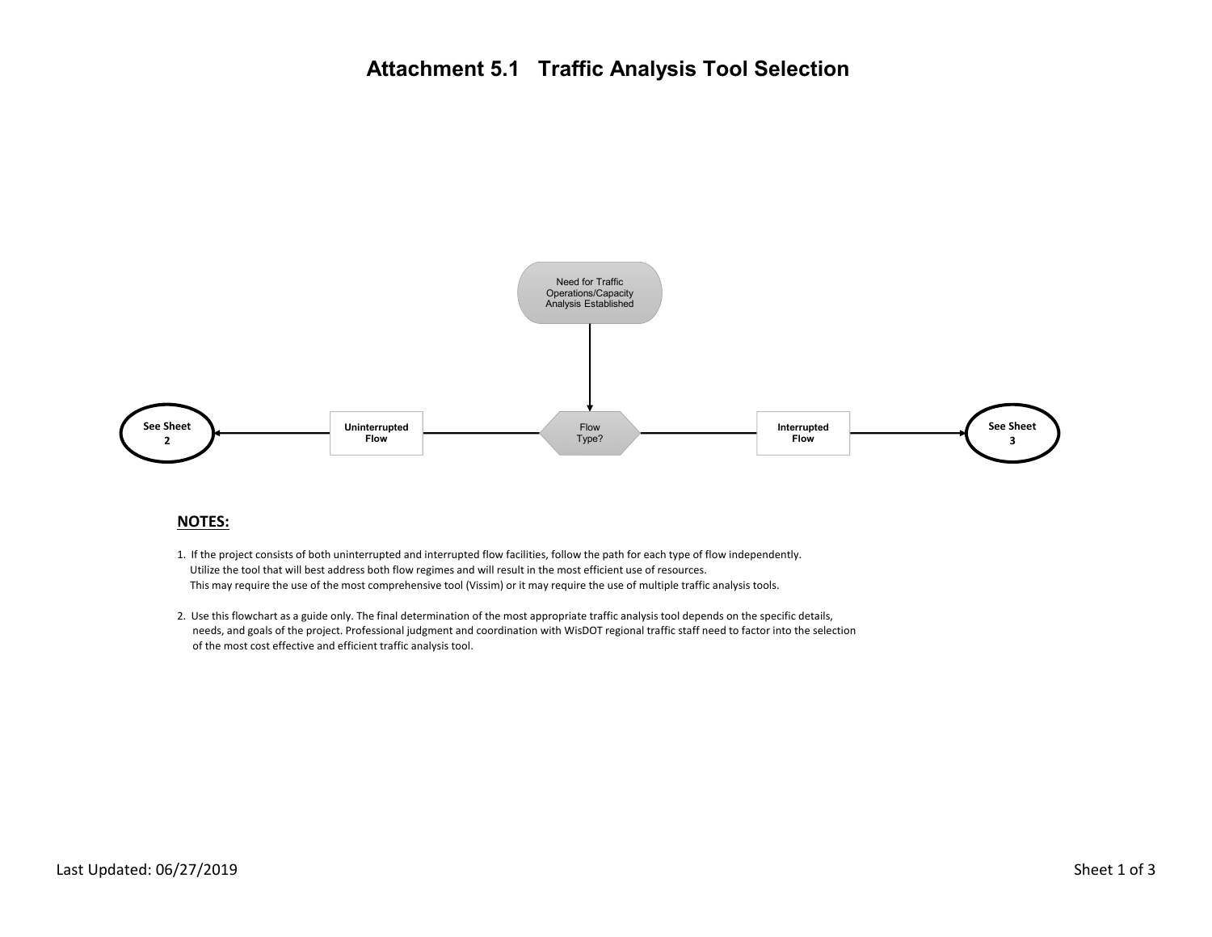# Attachment 5.1 Traffic Analysis Tool Selection

Need for Traffic Operations/Capacity Analysis Established

Flow Type?

- **Uninterrupted Flow** → **See Sheet 2**
- **Interrupted Flow** → **See Sheet 3**

## NOTES:

1. If the project consists of both uninterrupted and interrupted flow facilities, follow the path for each type of flow independently. Utilize the tool that will best address both flow regimes and will result in the most efficient use of resources. This may require the use of the most comprehensive tool (Vissim) or it may require the use of multiple traffic analysis tools.

2. Use this flowchart as a guide only. The final determination of the most appropriate traffic analysis tool depends on the specific details, needs, and goals of the project. Professional judgment and coordination with WisDOT regional traffic staff need to factor into the selection of the most cost effective and efficient traffic analysis tool.

Last Updated: 06/27/2019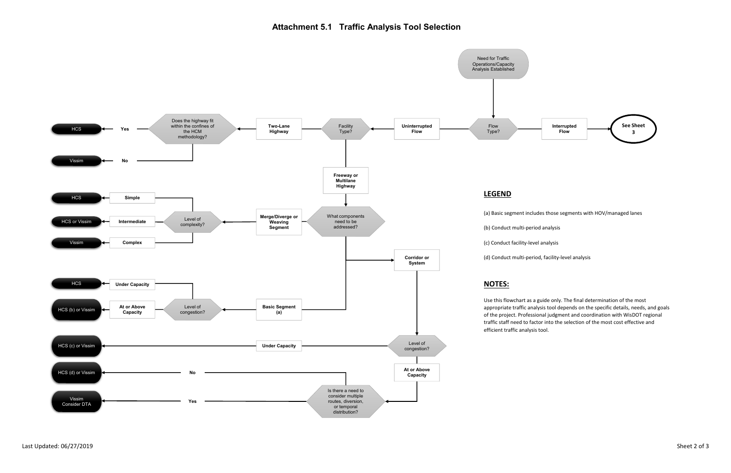# Attachment 5.1 Traffic Analysis Tool Selection

Need for Traffic Operations/Capacity Analysis Established

- Flow Type?
  - Interrupted Flow → See Sheet 3
  - Uninterrupted Flow → Facility Type?
    - Two-Lane Highway → Does the highway fit within the confines of the HCM methodology?
      - Yes → HCS
      - No → Vissim
    - Freeway or Multilane Highway → What components need to be addressed?
      - Merge/Diverge or Weaving Segment → Level of complexity?
        - Simple → HCS
        - Intermediate → HCS or Vissim
        - Complex → Vissim
      - Basic Segment (a) → Level of congestion?
        - Under Capacity → HCS
        - At or Above Capacity → HCS (b) or Vissim
      - Corridor or System → Level of congestion?
        - Under Capacity → HCS (c) or Vissim
        - At or Above Capacity → Is there a need to consider multiple routes, diversion, or temporal distribution?
          - No → HCS (d) or Vissim
          - Yes → Vissim Consider DTA

## LEGEND

(a) Basic segment includes those segments with HOV/managed lanes

(b) Conduct multi-period analysis

(c) Conduct facility-level analysis

(d) Conduct multi-period, facility-level analysis

## NOTES:

Use this flowchart as a guide only. The final determination of the most appropriate traffic analysis tool depends on the specific details, needs, and goals of the project. Professional judgment and coordination with WisDOT regional traffic staff need to factor into the selection of the most cost effective and efficient traffic analysis tool.

Last Updated: 06/27/2019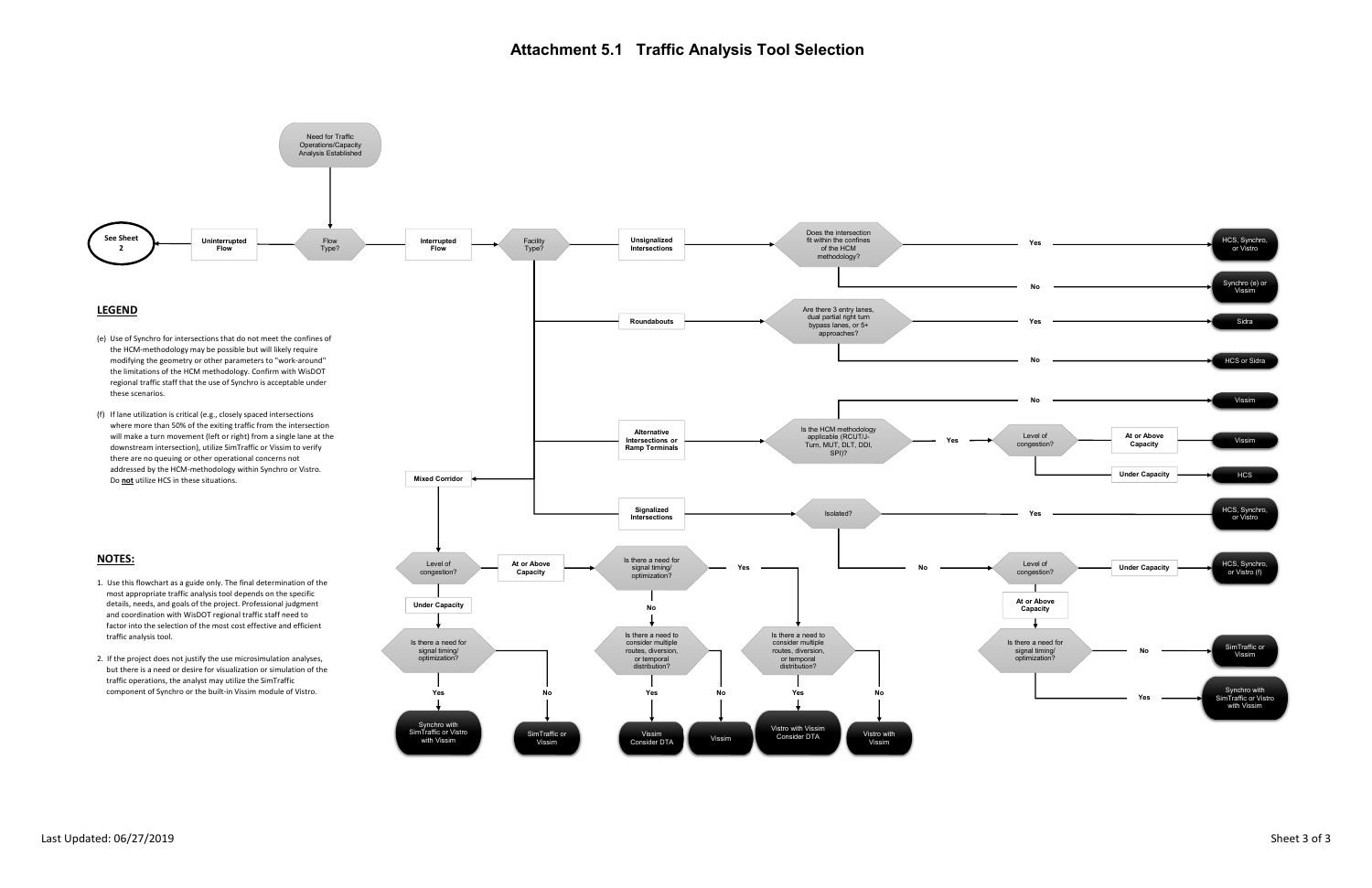# Attachment 5.1 Traffic Analysis Tool Selection

Need for Traffic Operations/Capacity Analysis Established

Flow Type?

Uninterrupted Flow

See Sheet 2

Interrupted Flow

Facility Type?

Unsignalized Intersections

Does the intersection fit within the confines of the HCM methodology?

Yes

HCS, Synchro, or Vistro

No

Synchro (e) or Vissim

Roundabouts

Are there 3 entry lanes, dual partial right turn bypass lanes, or 5+ approaches?

Yes

Sidra

No

HCS or Sidra

Alternative Intersections or Ramp Terminals

Is the HCM methodology applicable (RCUT/J-Turn, MUT, DLT, DDI, SPI)?

No

Vissim

Yes

Level of congestion?

At or Above Capacity

Vissim

Under Capacity

HCS

Signalized Intersections

Isolated?

Yes

HCS, Synchro, or Vistro

No

Level of congestion?

Under Capacity

HCS, Synchro, or Vistro (f)

At or Above Capacity

Is there a need for signal timing/ optimization?

No

SimTraffic or Vissim

Yes

Synchro with SimTraffic or Vistro with Vissim

Mixed Corridor

Level of congestion?

At or Above Capacity

Is there a need for signal timing/ optimization?

Yes

Is there a need to consider multiple routes, diversion, or temporal distribution?

Yes

Vistro with Vissim Consider DTA

No

Vistro with Vissim

No

Is there a need to consider multiple routes, diversion, or temporal distribution?

Yes

Vissim Consider DTA

No

Vissim

Under Capacity

Is there a need for signal timing/ optimization?

Yes

Synchro with SimTraffic or Vistro with Vissim

No

SimTraffic or Vissim

## LEGEND

(e) Use of Synchro for intersections that do not meet the confines of the HCM-methodology may be possible but will likely require modifying the geometry or other parameters to "work-around" the limitations of the HCM methodology. Confirm with WisDOT regional traffic staff that the use of Synchro is acceptable under these scenarios.

(f) If lane utilization is critical (e.g., closely spaced intersections where more than 50% of the exiting traffic from the intersection will make a turn movement (left or right) from a single lane at the downstream intersection), utilize SimTraffic or Vissim to verify there are no queuing or other operational concerns not addressed by the HCM-methodology within Synchro or Vistro. Do **not** utilize HCS in these situations.

## NOTES:

1. Use this flowchart as a guide only. The final determination of the most appropriate traffic analysis tool depends on the specific details, needs, and goals of the project. Professional judgment and coordination with WisDOT regional traffic staff need to factor into the selection of the most cost effective and efficient traffic analysis tool.

2. If the project does not justify the use microsimulation analyses, but there is a need or desire for visualization or simulation of the traffic operations, the analyst may utilize the SimTraffic component of Synchro or the built-in Vissim module of Vistro.

Last Updated: 06/27/2019